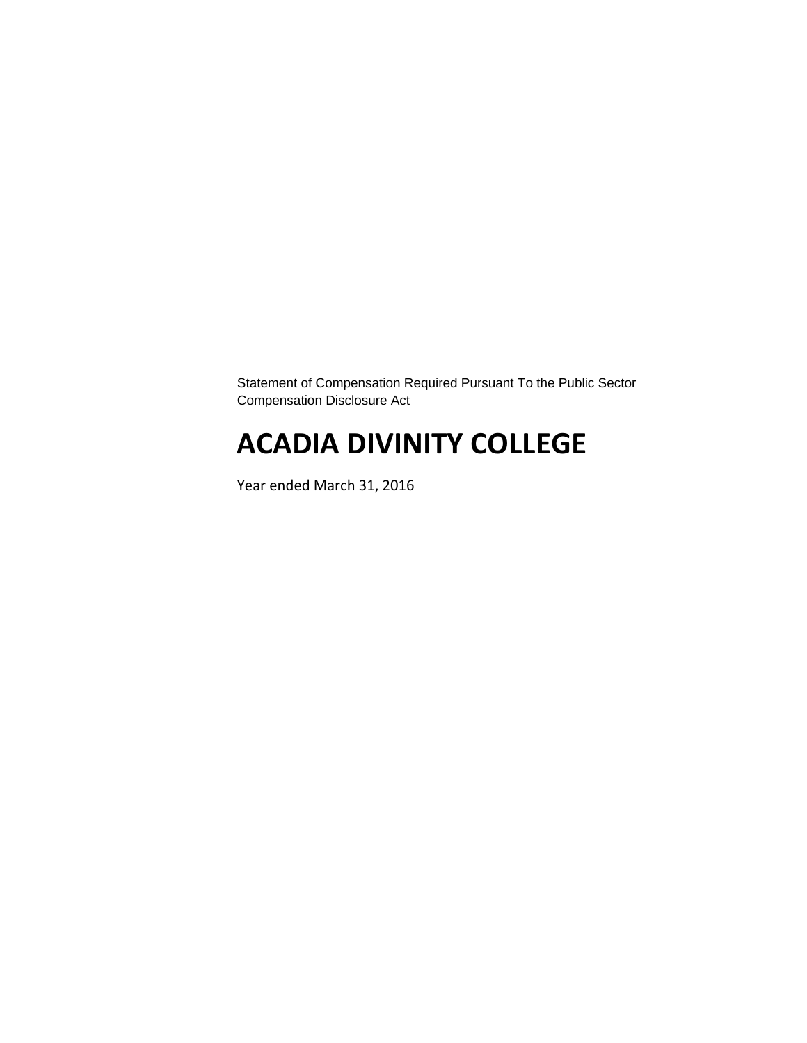Statement of Compensation Required Pursuant To the Public Sector Compensation Disclosure Act

# ACADIA DIVINITY COLLEGE

Year ended March 31, 2016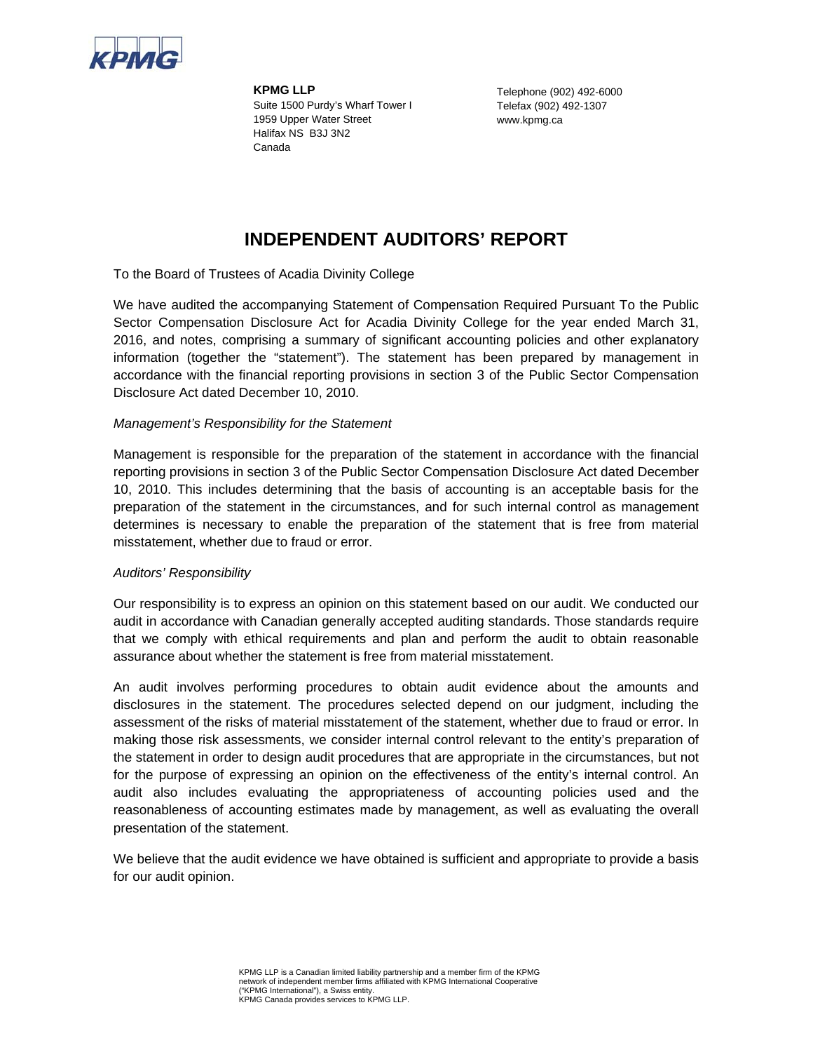KPMG

**KPMG LLP**
Suite 1500 Purdy's Wharf Tower I
1959 Upper Water Street
Halifax NS B3J 3N2
Canada

Telephone (902) 492-6000
Telefax (902) 492-1307
www.kpmg.ca

# INDEPENDENT AUDITORS' REPORT

To the Board of Trustees of Acadia Divinity College

We have audited the accompanying Statement of Compensation Required Pursuant To the Public Sector Compensation Disclosure Act for Acadia Divinity College for the year ended March 31, 2016, and notes, comprising a summary of significant accounting policies and other explanatory information (together the "statement"). The statement has been prepared by management in accordance with the financial reporting provisions in section 3 of the Public Sector Compensation Disclosure Act dated December 10, 2010.

*Management's Responsibility for the Statement*

Management is responsible for the preparation of the statement in accordance with the financial reporting provisions in section 3 of the Public Sector Compensation Disclosure Act dated December 10, 2010. This includes determining that the basis of accounting is an acceptable basis for the preparation of the statement in the circumstances, and for such internal control as management determines is necessary to enable the preparation of the statement that is free from material misstatement, whether due to fraud or error.

*Auditors' Responsibility*

Our responsibility is to express an opinion on this statement based on our audit. We conducted our audit in accordance with Canadian generally accepted auditing standards. Those standards require that we comply with ethical requirements and plan and perform the audit to obtain reasonable assurance about whether the statement is free from material misstatement.

An audit involves performing procedures to obtain audit evidence about the amounts and disclosures in the statement. The procedures selected depend on our judgment, including the assessment of the risks of material misstatement of the statement, whether due to fraud or error. In making those risk assessments, we consider internal control relevant to the entity's preparation of the statement in order to design audit procedures that are appropriate in the circumstances, but not for the purpose of expressing an opinion on the effectiveness of the entity's internal control. An audit also includes evaluating the appropriateness of accounting policies used and the reasonableness of accounting estimates made by management, as well as evaluating the overall presentation of the statement.

We believe that the audit evidence we have obtained is sufficient and appropriate to provide a basis for our audit opinion.

KPMG LLP is a Canadian limited liability partnership and a member firm of the KPMG network of independent member firms affiliated with KPMG International Cooperative ("KPMG International"), a Swiss entity.
KPMG Canada provides services to KPMG LLP.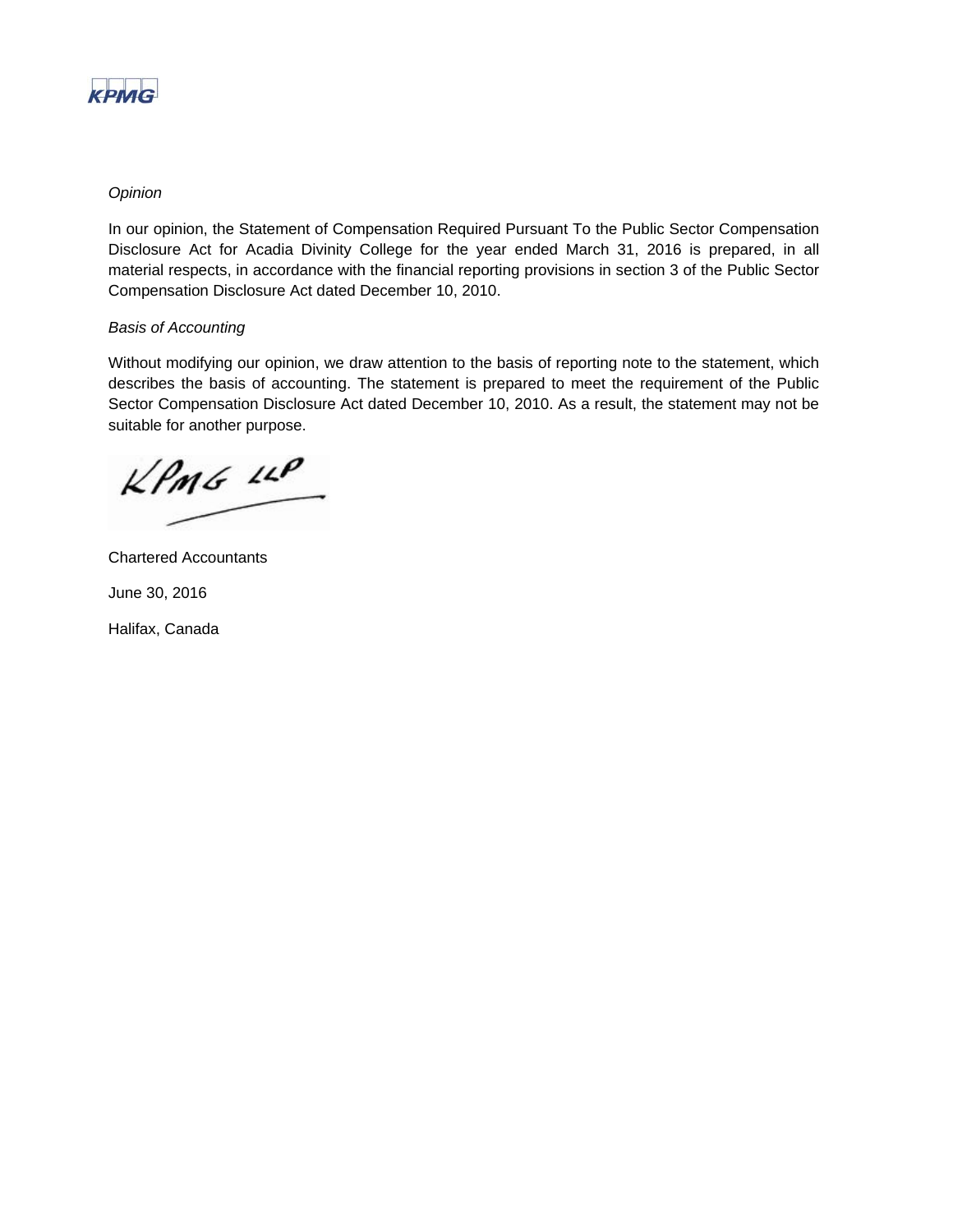*Opinion*

In our opinion, the Statement of Compensation Required Pursuant To the Public Sector Compensation Disclosure Act for Acadia Divinity College for the year ended March 31, 2016 is prepared, in all material respects, in accordance with the financial reporting provisions in section 3 of the Public Sector Compensation Disclosure Act dated December 10, 2010.

*Basis of Accounting*

Without modifying our opinion, we draw attention to the basis of reporting note to the statement, which describes the basis of accounting. The statement is prepared to meet the requirement of the Public Sector Compensation Disclosure Act dated December 10, 2010. As a result, the statement may not be suitable for another purpose.

KPMG LLP

Chartered Accountants

June 30, 2016

Halifax, Canada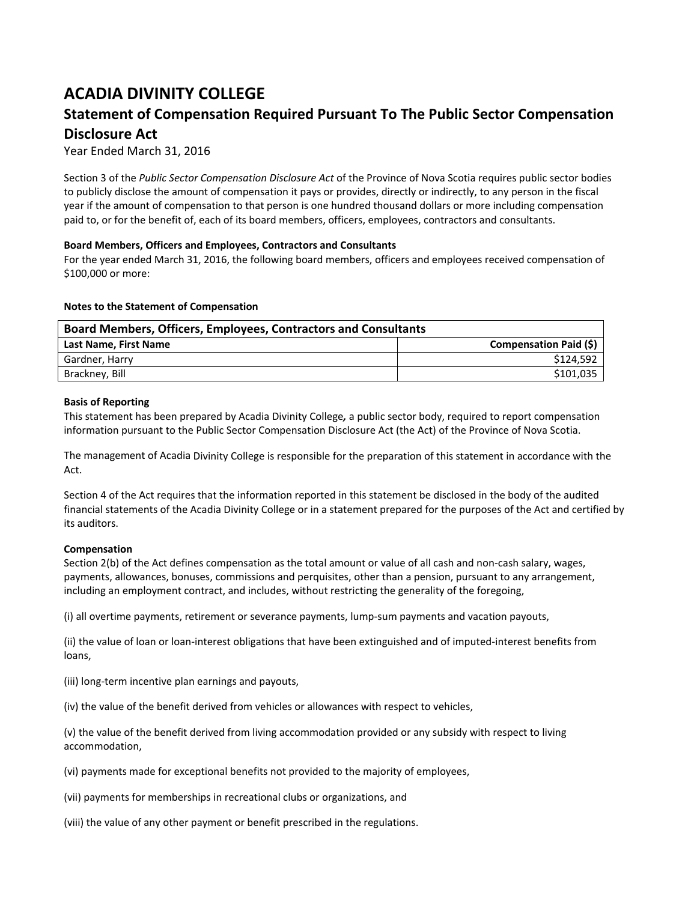# ACADIA DIVINITY COLLEGE

## Statement of Compensation Required Pursuant To The Public Sector Compensation Disclosure Act

Year Ended March 31, 2016

Section 3 of the *Public Sector Compensation Disclosure Act* of the Province of Nova Scotia requires public sector bodies to publicly disclose the amount of compensation it pays or provides, directly or indirectly, to any person in the fiscal year if the amount of compensation to that person is one hundred thousand dollars or more including compensation paid to, or for the benefit of, each of its board members, officers, employees, contractors and consultants.

**Board Members, Officers and Employees, Contractors and Consultants**

For the year ended March 31, 2016, the following board members, officers and employees received compensation of $100,000 or more:

**Notes to the Statement of Compensation**

| Board Members, Officers, Employees, Contractors and Consultants | |
|---|---|
| **Last Name, First Name** | **Compensation Paid ($)** |
| Gardner, Harry | $124,592 |
| Brackney, Bill | $101,035 |

**Basis of Reporting**

This statement has been prepared by Acadia Divinity College***,*** a public sector body, required to report compensation information pursuant to the Public Sector Compensation Disclosure Act (the Act) of the Province of Nova Scotia.

The management of Acadia Divinity College is responsible for the preparation of this statement in accordance with the Act.

Section 4 of the Act requires that the information reported in this statement be disclosed in the body of the audited financial statements of the Acadia Divinity College or in a statement prepared for the purposes of the Act and certified by its auditors.

**Compensation**

Section 2(b) of the Act defines compensation as the total amount or value of all cash and non-cash salary, wages, payments, allowances, bonuses, commissions and perquisites, other than a pension, pursuant to any arrangement, including an employment contract, and includes, without restricting the generality of the foregoing,

(i) all overtime payments, retirement or severance payments, lump-sum payments and vacation payouts,

(ii) the value of loan or loan-interest obligations that have been extinguished and of imputed-interest benefits from loans,

(iii) long-term incentive plan earnings and payouts,

(iv) the value of the benefit derived from vehicles or allowances with respect to vehicles,

(v) the value of the benefit derived from living accommodation provided or any subsidy with respect to living accommodation,

(vi) payments made for exceptional benefits not provided to the majority of employees,

(vii) payments for memberships in recreational clubs or organizations, and

(viii) the value of any other payment or benefit prescribed in the regulations.